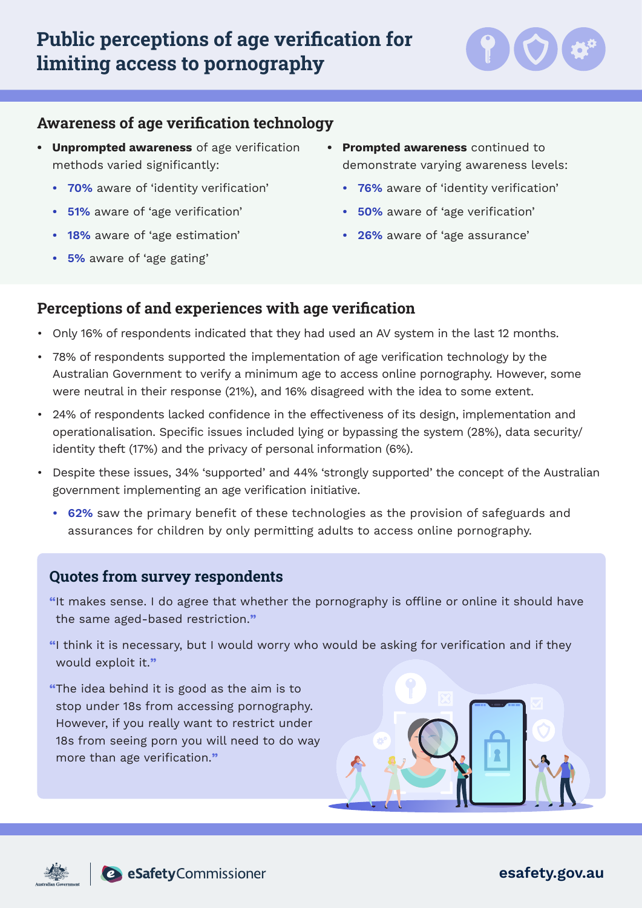# Public perceptions of age verification for limiting access to pornography

## Awareness of age verification technology

- **Unprompted awareness** of age verification methods varied significantly:
  - **70%** aware of 'identity verification'
  - **51%** aware of 'age verification'
  - **18%** aware of 'age estimation'
  - **5%** aware of 'age gating'
- **Prompted awareness** continued to demonstrate varying awareness levels:
  - **76%** aware of 'identity verification'
  - **50%** aware of 'age verification'
  - **26%** aware of 'age assurance'

## Perceptions of and experiences with age verification

- Only 16% of respondents indicated that they had used an AV system in the last 12 months.
- 78% of respondents supported the implementation of age verification technology by the Australian Government to verify a minimum age to access online pornography. However, some were neutral in their response (21%), and 16% disagreed with the idea to some extent.
- 24% of respondents lacked confidence in the effectiveness of its design, implementation and operationalisation. Specific issues included lying or bypassing the system (28%), data security/ identity theft (17%) and the privacy of personal information (6%).
- Despite these issues, 34% 'supported' and 44% 'strongly supported' the concept of the Australian government implementing an age verification initiative.
  - **62%** saw the primary benefit of these technologies as the provision of safeguards and assurances for children by only permitting adults to access online pornography.

### Quotes from survey respondents

"It makes sense. I do agree that whether the pornography is offline or online it should have the same aged-based restriction."

"I think it is necessary, but I would worry who would be asking for verification and if they would exploit it."

"The idea behind it is good as the aim is to stop under 18s from accessing pornography. However, if you really want to restrict under 18s from seeing porn you will need to do way more than age verification."

Australian Government | eSafetyCommissioner | esafety.gov.au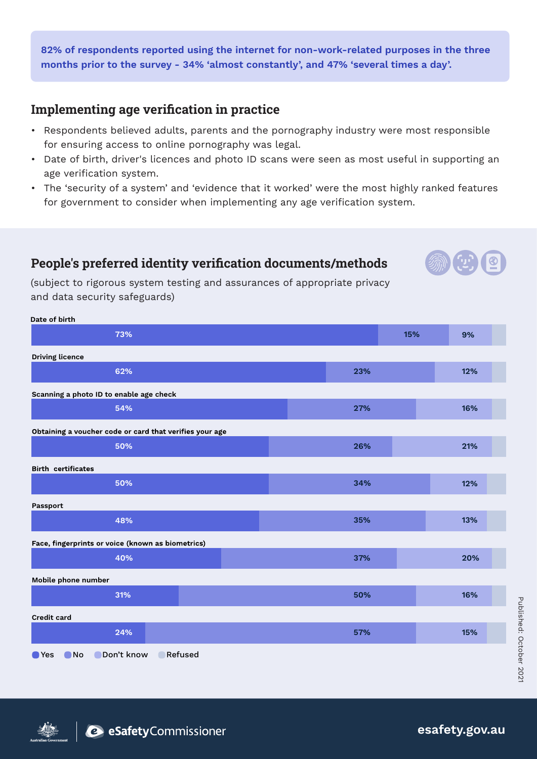**82% of respondents reported using the internet for non-work-related purposes in the three months prior to the survey - 34% 'almost constantly', and 47% 'several times a day'.**

## Implementing age verification in practice

- Respondents believed adults, parents and the pornography industry were most responsible for ensuring access to online pornography was legal.
- Date of birth, driver's licences and photo ID scans were seen as most useful in supporting an age verification system.
- The 'security of a system' and 'evidence that it worked' were the most highly ranked features for government to consider when implementing any age verification system.

## People's preferred identity verification documents/methods

(subject to rigorous system testing and assurances of appropriate privacy and data security safeguards)

Date of birth
73% 15% 9%

Driving licence
62% 23% 12%

Scanning a photo ID to enable age check
54% 27% 16%

Obtaining a voucher code or card that verifies your age
50% 26% 21%

Birth certificates
50% 34% 12%

Passport
48% 35% 13%

Face, fingerprints or voice (known as biometrics)
40% 37% 20%

Mobile phone number
31% 50% 16%

Credit card
24% 57% 15%

Yes No Don't know Refused

Published: October 2021

eSafetyCommissioner

esafety.gov.au